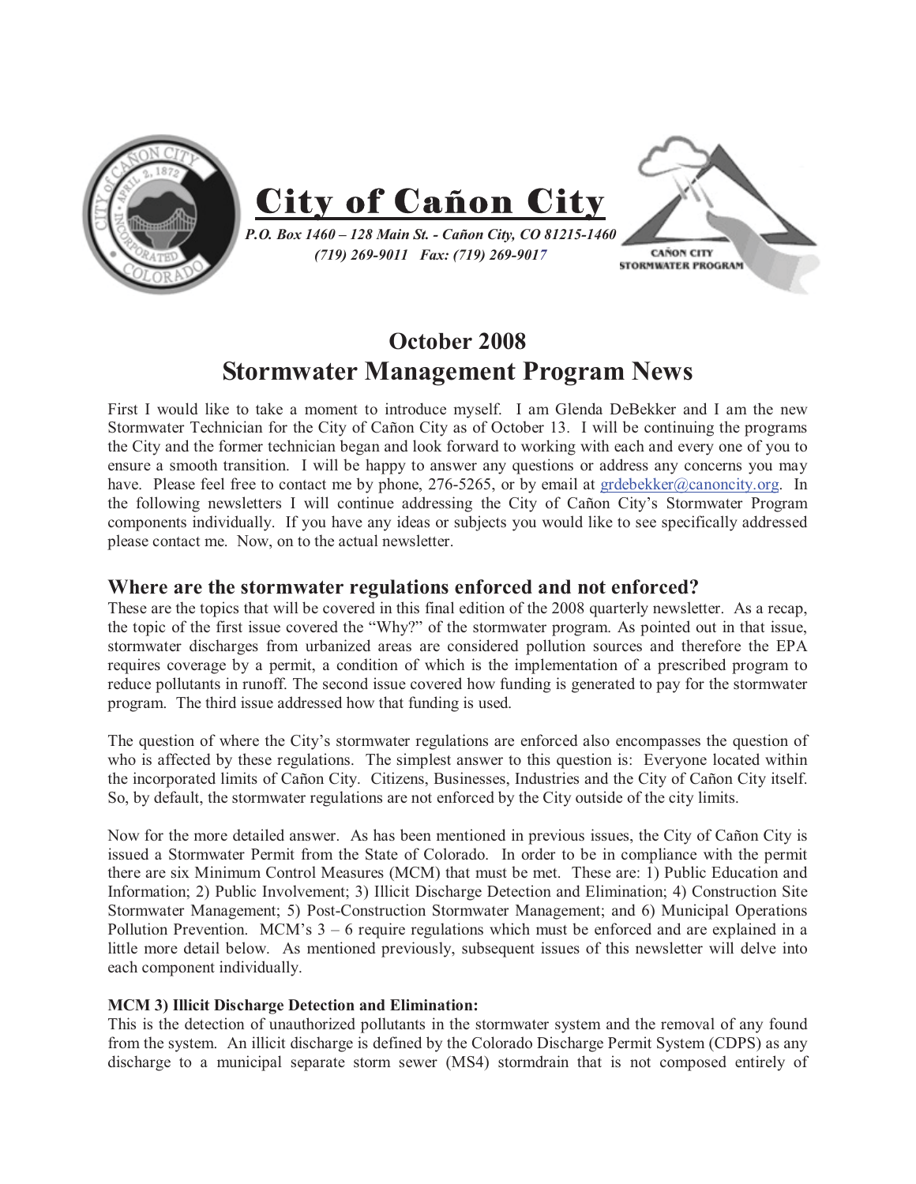# City of Cañon City

*P.O. Box 1460 – 128 Main St. - Cañon City, CO 81215-1460*
*(719) 269-9011 Fax: (719) 269-9017*

CAÑON CITY STORMWATER PROGRAM

## October 2008
## Stormwater Management Program News

First I would like to take a moment to introduce myself. I am Glenda DeBekker and I am the new Stormwater Technician for the City of Cañon City as of October 13. I will be continuing the programs the City and the former technician began and look forward to working with each and every one of you to ensure a smooth transition. I will be happy to answer any questions or address any concerns you may have. Please feel free to contact me by phone, 276-5265, or by email at grdebekker@canoncity.org. In the following newsletters I will continue addressing the City of Cañon City's Stormwater Program components individually. If you have any ideas or subjects you would like to see specifically addressed please contact me. Now, on to the actual newsletter.

### Where are the stormwater regulations enforced and not enforced?

These are the topics that will be covered in this final edition of the 2008 quarterly newsletter. As a recap, the topic of the first issue covered the "Why?" of the stormwater program. As pointed out in that issue, stormwater discharges from urbanized areas are considered pollution sources and therefore the EPA requires coverage by a permit, a condition of which is the implementation of a prescribed program to reduce pollutants in runoff. The second issue covered how funding is generated to pay for the stormwater program. The third issue addressed how that funding is used.

The question of where the City's stormwater regulations are enforced also encompasses the question of who is affected by these regulations. The simplest answer to this question is: Everyone located within the incorporated limits of Cañon City. Citizens, Businesses, Industries and the City of Cañon City itself. So, by default, the stormwater regulations are not enforced by the City outside of the city limits.

Now for the more detailed answer. As has been mentioned in previous issues, the City of Cañon City is issued a Stormwater Permit from the State of Colorado. In order to be in compliance with the permit there are six Minimum Control Measures (MCM) that must be met. These are: 1) Public Education and Information; 2) Public Involvement; 3) Illicit Discharge Detection and Elimination; 4) Construction Site Stormwater Management; 5) Post-Construction Stormwater Management; and 6) Municipal Operations Pollution Prevention. MCM's 3 – 6 require regulations which must be enforced and are explained in a little more detail below. As mentioned previously, subsequent issues of this newsletter will delve into each component individually.

**MCM 3) Illicit Discharge Detection and Elimination:**
This is the detection of unauthorized pollutants in the stormwater system and the removal of any found from the system. An illicit discharge is defined by the Colorado Discharge Permit System (CDPS) as any discharge to a municipal separate storm sewer (MS4) stormdrain that is not composed entirely of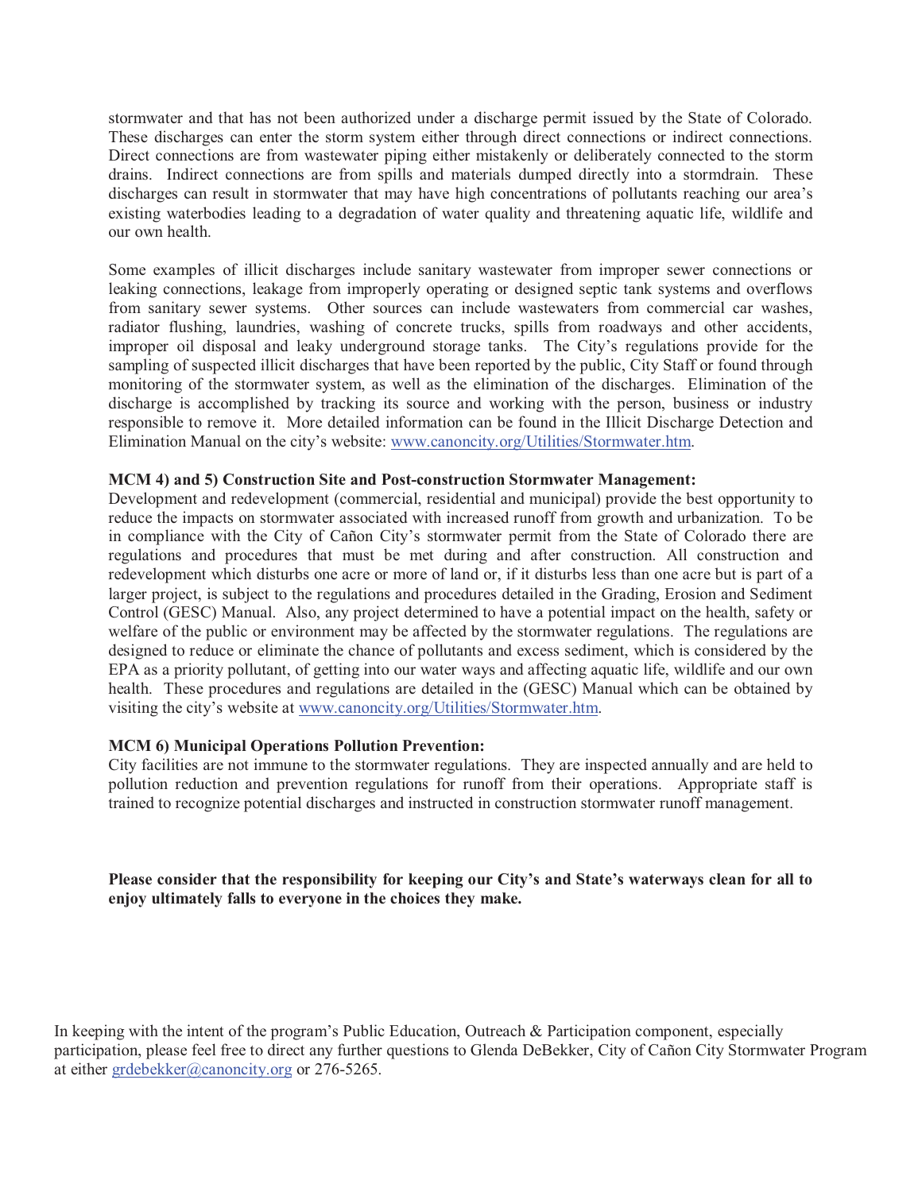stormwater and that has not been authorized under a discharge permit issued by the State of Colorado. These discharges can enter the storm system either through direct connections or indirect connections. Direct connections are from wastewater piping either mistakenly or deliberately connected to the storm drains. Indirect connections are from spills and materials dumped directly into a stormdrain. These discharges can result in stormwater that may have high concentrations of pollutants reaching our area's existing waterbodies leading to a degradation of water quality and threatening aquatic life, wildlife and our own health.

Some examples of illicit discharges include sanitary wastewater from improper sewer connections or leaking connections, leakage from improperly operating or designed septic tank systems and overflows from sanitary sewer systems. Other sources can include wastewaters from commercial car washes, radiator flushing, laundries, washing of concrete trucks, spills from roadways and other accidents, improper oil disposal and leaky underground storage tanks. The City's regulations provide for the sampling of suspected illicit discharges that have been reported by the public, City Staff or found through monitoring of the stormwater system, as well as the elimination of the discharges. Elimination of the discharge is accomplished by tracking its source and working with the person, business or industry responsible to remove it. More detailed information can be found in the Illicit Discharge Detection and Elimination Manual on the city's website: www.canoncity.org/Utilities/Stormwater.htm.

**MCM 4) and 5) Construction Site and Post-construction Stormwater Management:**
Development and redevelopment (commercial, residential and municipal) provide the best opportunity to reduce the impacts on stormwater associated with increased runoff from growth and urbanization. To be in compliance with the City of Cañon City's stormwater permit from the State of Colorado there are regulations and procedures that must be met during and after construction. All construction and redevelopment which disturbs one acre or more of land or, if it disturbs less than one acre but is part of a larger project, is subject to the regulations and procedures detailed in the Grading, Erosion and Sediment Control (GESC) Manual. Also, any project determined to have a potential impact on the health, safety or welfare of the public or environment may be affected by the stormwater regulations. The regulations are designed to reduce or eliminate the chance of pollutants and excess sediment, which is considered by the EPA as a priority pollutant, of getting into our water ways and affecting aquatic life, wildlife and our own health. These procedures and regulations are detailed in the (GESC) Manual which can be obtained by visiting the city's website at www.canoncity.org/Utilities/Stormwater.htm.

**MCM 6) Municipal Operations Pollution Prevention:**
City facilities are not immune to the stormwater regulations. They are inspected annually and are held to pollution reduction and prevention regulations for runoff from their operations. Appropriate staff is trained to recognize potential discharges and instructed in construction stormwater runoff management.

**Please consider that the responsibility for keeping our City's and State's waterways clean for all to enjoy ultimately falls to everyone in the choices they make.**

In keeping with the intent of the program's Public Education, Outreach & Participation component, especially participation, please feel free to direct any further questions to Glenda DeBekker, City of Cañon City Stormwater Program at either grdebekker@canoncity.org or 276-5265.